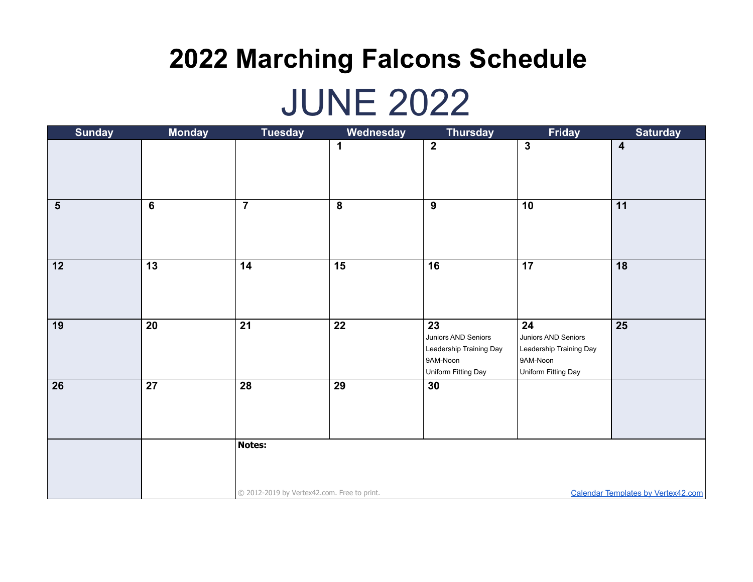# 2022 Marching Falcons Schedule

## JUNE 2022

| Sunday | Monday | Tuesday | Wednesday | Thursday | Friday | Saturday |
|---|---|---|---|---|---|---|
| | | | 1 | 2 | 3 | 4 |
| 5 | 6 | 7 | 8 | 9 | 10 | 11 |
| 12 | 13 | 14 | 15 | 16 | 17 | 18 |
| 19 | 20 | 21 | 22 | 23<br>Juniors AND Seniors<br>Leadership Training Day<br>9AM-Noon<br>Uniform Fitting Day | 24<br>Juniors AND Seniors<br>Leadership Training Day<br>9AM-Noon<br>Uniform Fitting Day | 25 |
| 26 | 27 | 28 | 29 | 30 | | |

**Notes:**

© 2012-2019 by Vertex42.com. Free to print.

Calendar Templates by Vertex42.com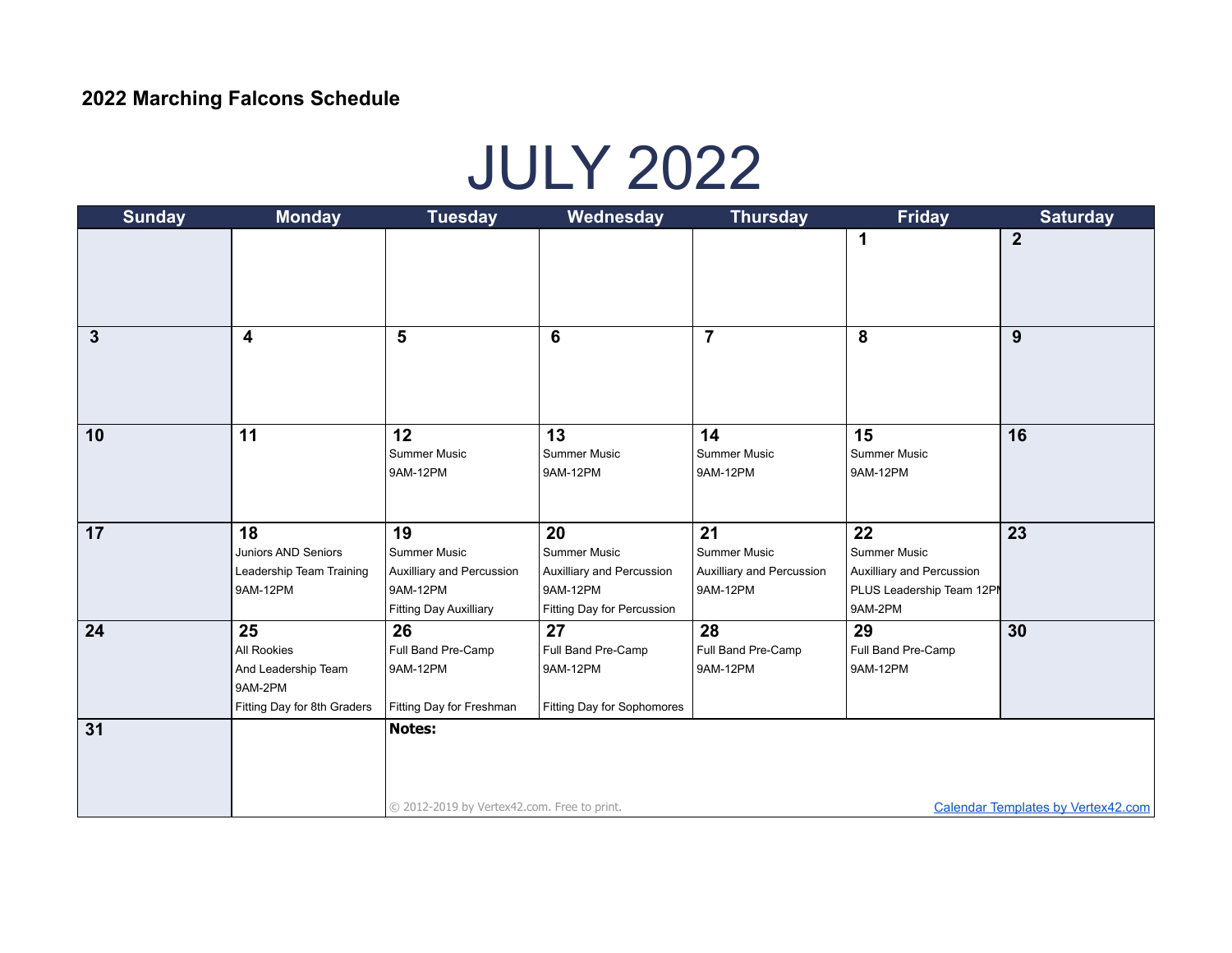**2022 Marching Falcons Schedule**

# JULY 2022

| Sunday | Monday | Tuesday | Wednesday | Thursday | Friday | Saturday |
|---|---|---|---|---|---|---|
| | | | | | **1** | **2** |
| **3** | **4** | **5** | **6** | **7** | **8** | **9** |
| **10** | **11** | **12**<br>Summer Music<br>9AM-12PM | **13**<br>Summer Music<br>9AM-12PM | **14**<br>Summer Music<br>9AM-12PM | **15**<br>Summer Music<br>9AM-12PM | **16** |
| **17** | **18**<br>Juniors AND Seniors<br>Leadership Team Training<br>9AM-12PM | **19**<br>Summer Music<br>Auxilliary and Percussion<br>9AM-12PM<br>Fitting Day Auxilliary | **20**<br>Summer Music<br>Auxilliary and Percussion<br>9AM-12PM<br>Fitting Day for Percussion | **21**<br>Summer Music<br>Auxilliary and Percussion<br>9AM-12PM | **22**<br>Summer Music<br>Auxilliary and Percussion<br>PLUS Leadership Team 12PM<br>9AM-2PM | **23** |
| **24** | **25**<br>All Rookies<br>And Leadership Team<br>9AM-2PM<br>Fitting Day for 8th Graders | **26**<br>Full Band Pre-Camp<br>9AM-12PM<br><br>Fitting Day for Freshman | **27**<br>Full Band Pre-Camp<br>9AM-12PM<br><br>Fitting Day for Sophomores | **28**<br>Full Band Pre-Camp<br>9AM-12PM | **29**<br>Full Band Pre-Camp<br>9AM-12PM | **30** |
| **31** | | **Notes:** | | | | |

© 2012-2019 by Vertex42.com. Free to print.

Calendar Templates by Vertex42.com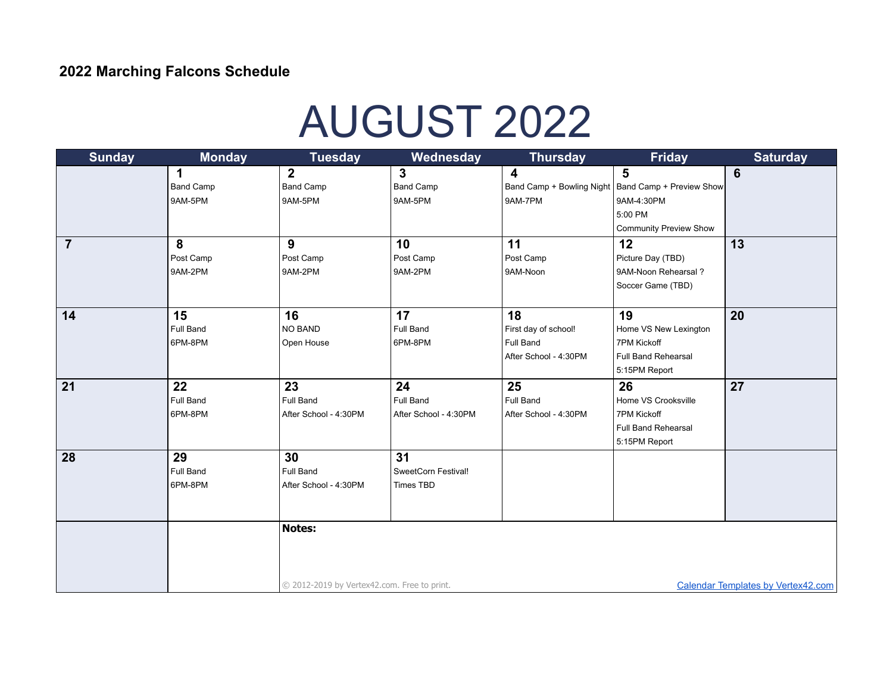**2022 Marching Falcons Schedule**

# AUGUST 2022

| Sunday | Monday | Tuesday | Wednesday | Thursday | Friday | Saturday |
|---|---|---|---|---|---|---|
| | **1**<br>Band Camp<br>9AM-5PM | **2**<br>Band Camp<br>9AM-5PM | **3**<br>Band Camp<br>9AM-5PM | **4**<br>Band Camp + Bowling Night<br>9AM-7PM | **5**<br>Band Camp + Preview Show<br>9AM-4:30PM<br>5:00 PM<br>Community Preview Show | **6** |
| **7** | **8**<br>Post Camp<br>9AM-2PM | **9**<br>Post Camp<br>9AM-2PM | **10**<br>Post Camp<br>9AM-2PM | **11**<br>Post Camp<br>9AM-Noon | **12**<br>Picture Day (TBD)<br>9AM-Noon Rehearsal ?<br>Soccer Game (TBD) | **13** |
| **14** | **15**<br>Full Band<br>6PM-8PM | **16**<br>NO BAND<br>Open House | **17**<br>Full Band<br>6PM-8PM | **18**<br>First day of school!<br>Full Band<br>After School - 4:30PM | **19**<br>Home VS New Lexington<br>7PM Kickoff<br>Full Band Rehearsal<br>5:15PM Report | **20** |
| **21** | **22**<br>Full Band<br>6PM-8PM | **23**<br>Full Band<br>After School - 4:30PM | **24**<br>Full Band<br>After School - 4:30PM | **25**<br>Full Band<br>After School - 4:30PM | **26**<br>Home VS Crooksville<br>7PM Kickoff<br>Full Band Rehearsal<br>5:15PM Report | **27** |
| **28** | **29**<br>Full Band<br>6PM-8PM | **30**<br>Full Band<br>After School - 4:30PM | **31**<br>SweetCorn Festival!<br>Times TBD | | | |

**Notes:**

© 2012-2019 by Vertex42.com. Free to print.

Calendar Templates by Vertex42.com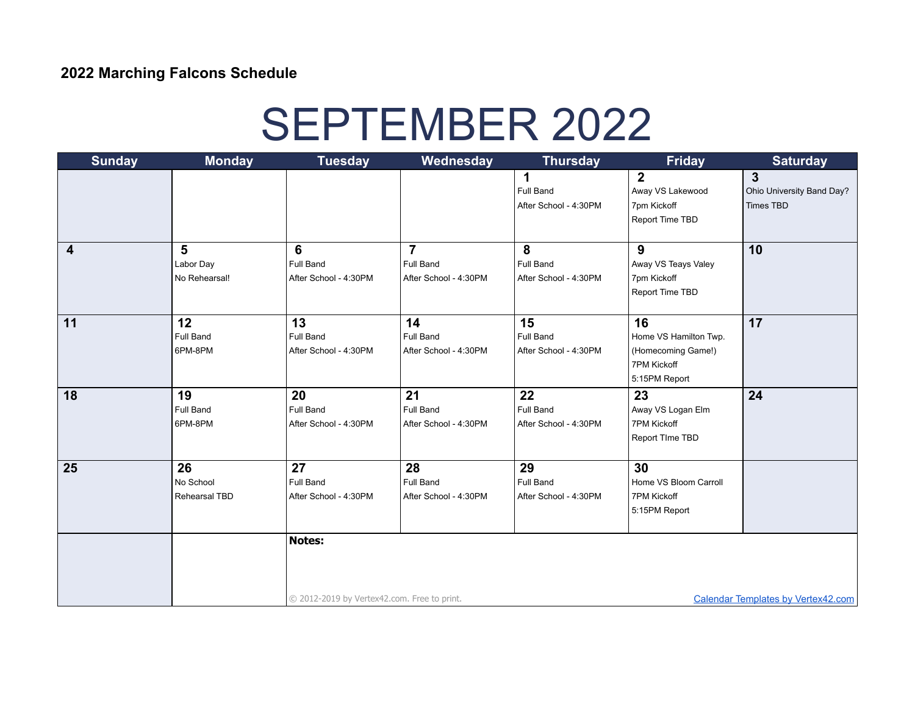**2022 Marching Falcons Schedule**

# SEPTEMBER 2022

| Sunday | Monday | Tuesday | Wednesday | Thursday | Friday | Saturday |
|---|---|---|---|---|---|---|
| | | | | **1**<br>Full Band<br>After School - 4:30PM | **2**<br>Away VS Lakewood<br>7pm Kickoff<br>Report Time TBD | **3**<br>Ohio University Band Day?<br>Times TBD |
| **4** | **5**<br>Labor Day<br>No Rehearsal! | **6**<br>Full Band<br>After School - 4:30PM | **7**<br>Full Band<br>After School - 4:30PM | **8**<br>Full Band<br>After School - 4:30PM | **9**<br>Away VS Teays Valey<br>7pm Kickoff<br>Report Time TBD | **10** |
| **11** | **12**<br>Full Band<br>6PM-8PM | **13**<br>Full Band<br>After School - 4:30PM | **14**<br>Full Band<br>After School - 4:30PM | **15**<br>Full Band<br>After School - 4:30PM | **16**<br>Home VS Hamilton Twp.<br>(Homecoming Game!)<br>7PM Kickoff<br>5:15PM Report | **17** |
| **18** | **19**<br>Full Band<br>6PM-8PM | **20**<br>Full Band<br>After School - 4:30PM | **21**<br>Full Band<br>After School - 4:30PM | **22**<br>Full Band<br>After School - 4:30PM | **23**<br>Away VS Logan Elm<br>7PM Kickoff<br>Report TIme TBD | **24** |
| **25** | **26**<br>No School<br>Rehearsal TBD | **27**<br>Full Band<br>After School - 4:30PM | **28**<br>Full Band<br>After School - 4:30PM | **29**<br>Full Band<br>After School - 4:30PM | **30**<br>Home VS Bloom Carroll<br>7PM Kickoff<br>5:15PM Report | |

**Notes:**

© 2012-2019 by Vertex42.com. Free to print.

Calendar Templates by Vertex42.com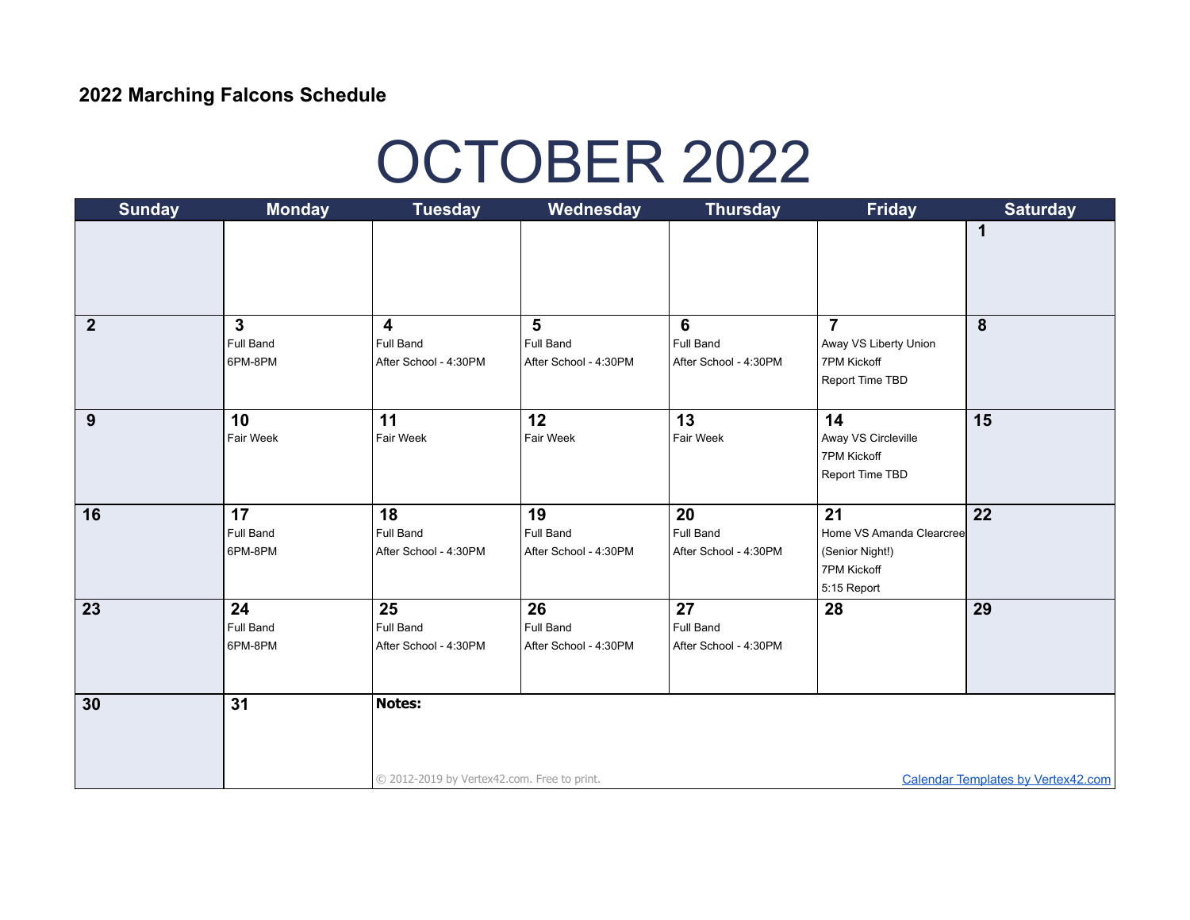**2022 Marching Falcons Schedule**

# OCTOBER 2022

| Sunday | Monday | Tuesday | Wednesday | Thursday | Friday | Saturday |
|---|---|---|---|---|---|---|
| | | | | | | **1** |
| **2** | **3** Full Band 6PM-8PM | **4** Full Band After School - 4:30PM | **5** Full Band After School - 4:30PM | **6** Full Band After School - 4:30PM | **7** Away VS Liberty Union 7PM Kickoff Report Time TBD | **8** |
| **9** | **10** Fair Week | **11** Fair Week | **12** Fair Week | **13** Fair Week | **14** Away VS Circleville 7PM Kickoff Report Time TBD | **15** |
| **16** | **17** Full Band 6PM-8PM | **18** Full Band After School - 4:30PM | **19** Full Band After School - 4:30PM | **20** Full Band After School - 4:30PM | **21** Home VS Amanda Clearcree (Senior Night!) 7PM Kickoff 5:15 Report | **22** |
| **23** | **24** Full Band 6PM-8PM | **25** Full Band After School - 4:30PM | **26** Full Band After School - 4:30PM | **27** Full Band After School - 4:30PM | **28** | **29** |
| **30** | **31** | **Notes:** | | | | |

© 2012-2019 by Vertex42.com. Free to print.

Calendar Templates by Vertex42.com